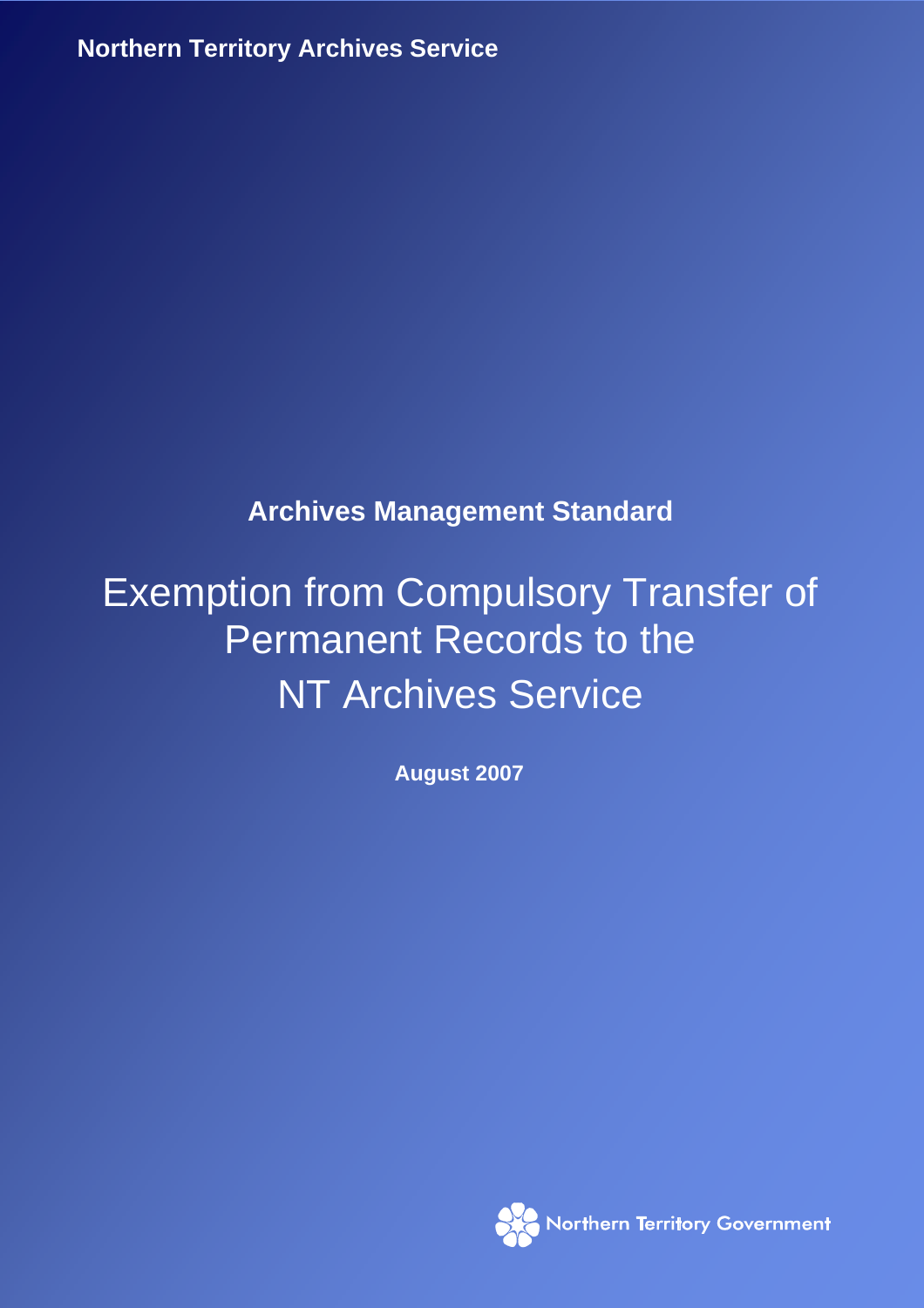Northern Territory Archives Service

**Archives Management Standard**

# Exemption from Compulsory Transfer of Permanent Records to the NT Archives Service

**August 2007**

Northern Territory Government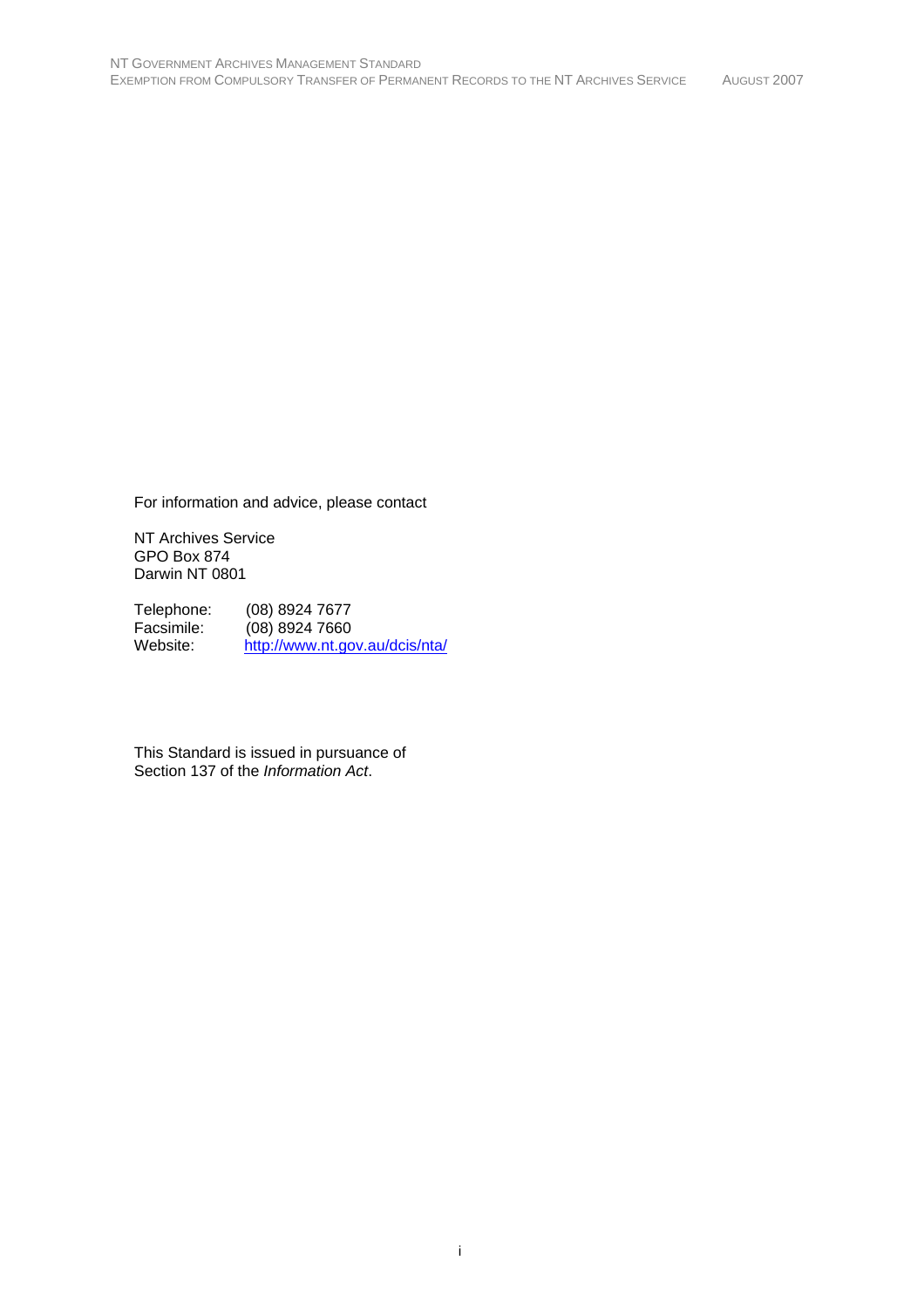For information and advice, please contact

NT Archives Service  
GPO Box 874  
Darwin NT 0801

Telephone: (08) 8924 7677  
Facsimile: (08) 8924 7660  
Website: [http://www.nt.gov.au/dcis/nta/](http://www.nt.gov.au/dcis/nta/)

This Standard is issued in pursuance of Section 137 of the *Information Act*.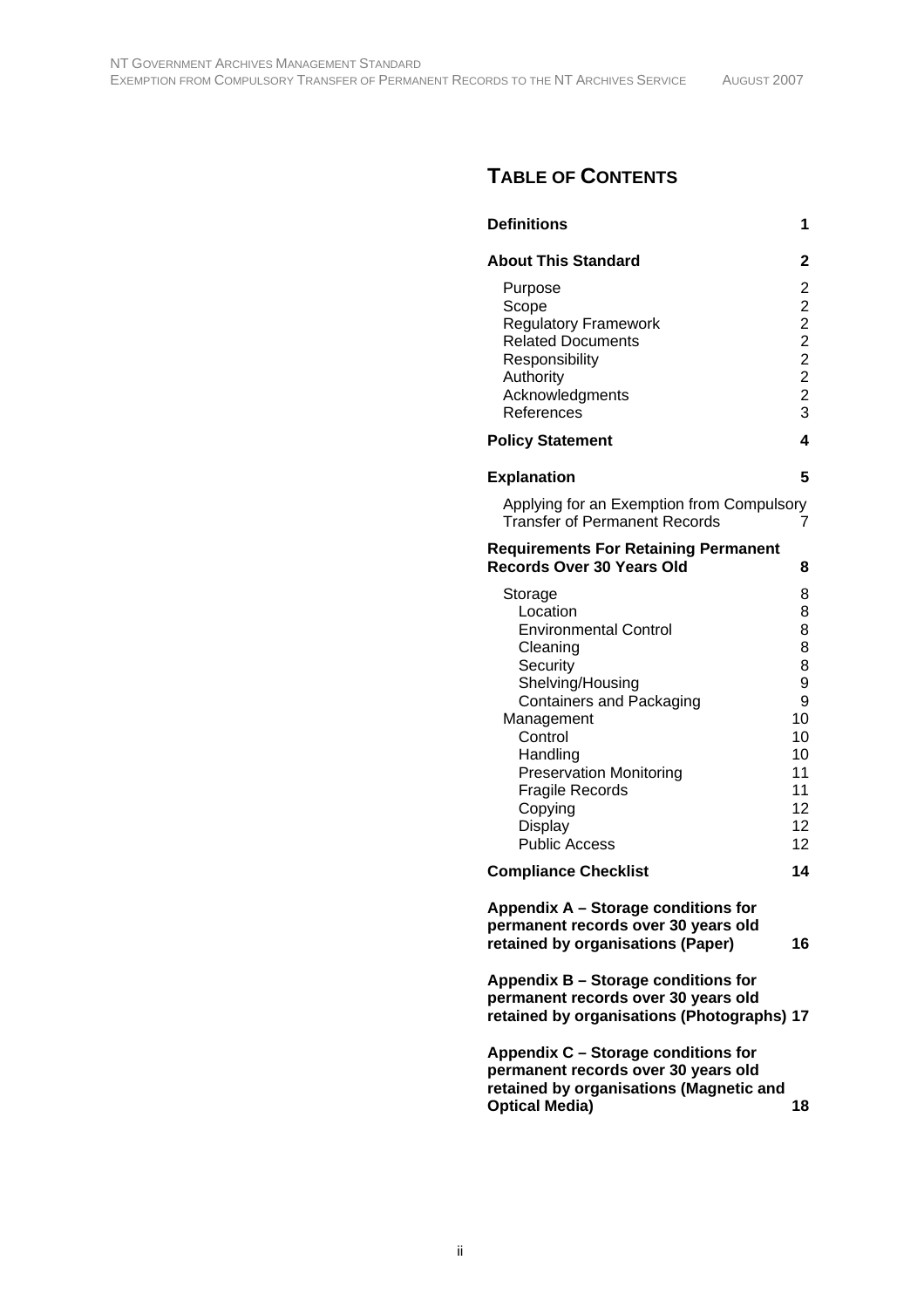# Table of Contents

| | |
|---|---|
| **Definitions** | **1** |
| **About This Standard** | **2** |
| Purpose | 2 |
| Scope | 2 |
| Regulatory Framework | 2 |
| Related Documents | 2 |
| Responsibility | 2 |
| Authority | 2 |
| Acknowledgments | 2 |
| References | 3 |
| **Policy Statement** | **4** |
| **Explanation** | **5** |
| Applying for an Exemption from Compulsory Transfer of Permanent Records | 7 |
| **Requirements For Retaining Permanent Records Over 30 Years Old** | **8** |
| Storage | 8 |
| Location | 8 |
| Environmental Control | 8 |
| Cleaning | 8 |
| Security | 8 |
| Shelving/Housing | 9 |
| Containers and Packaging | 9 |
| Management | 10 |
| Control | 10 |
| Handling | 10 |
| Preservation Monitoring | 11 |
| Fragile Records | 11 |
| Copying | 12 |
| Display | 12 |
| Public Access | 12 |
| **Compliance Checklist** | **14** |
| **Appendix A – Storage conditions for permanent records over 30 years old retained by organisations (Paper)** | **16** |
| **Appendix B – Storage conditions for permanent records over 30 years old retained by organisations (Photographs)** | **17** |
| **Appendix C – Storage conditions for permanent records over 30 years old retained by organisations (Magnetic and Optical Media)** | **18** |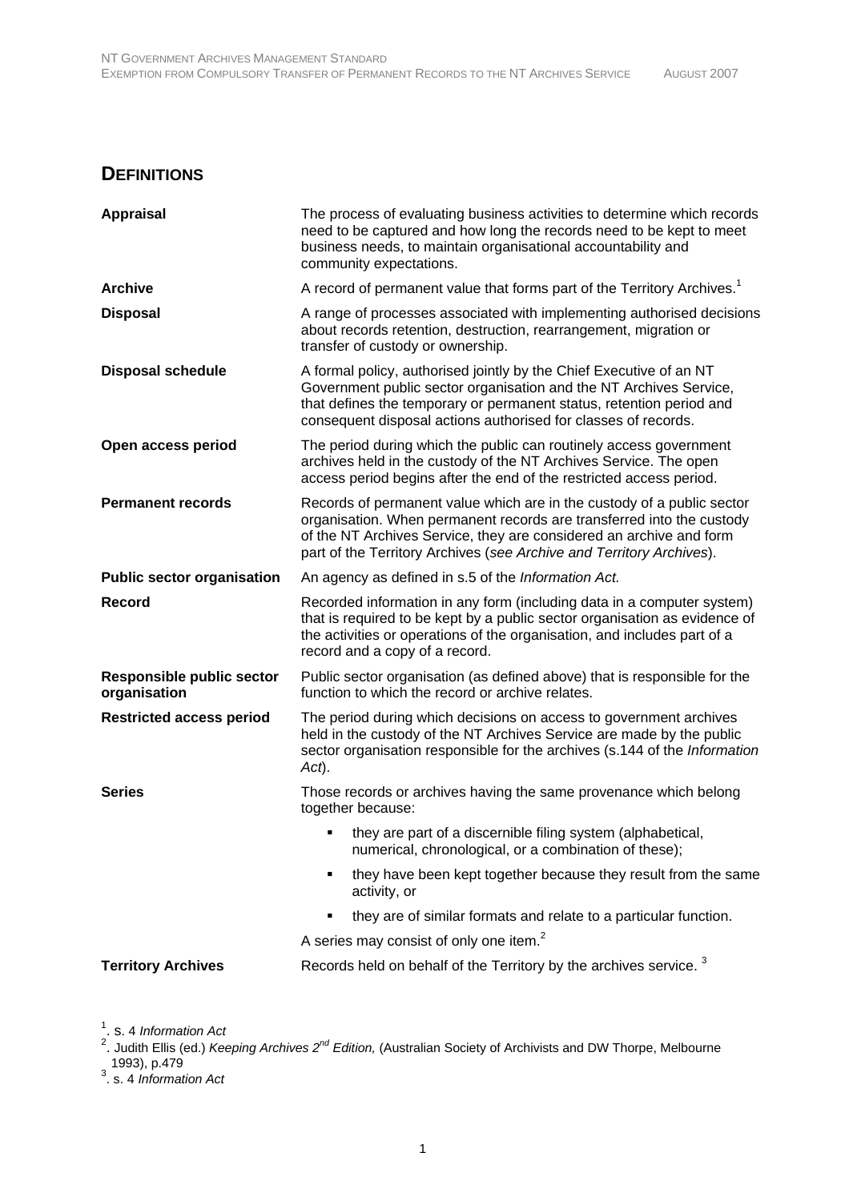## DEFINITIONS

| | |
|---|---|
| **Appraisal** | The process of evaluating business activities to determine which records need to be captured and how long the records need to be kept to meet business needs, to maintain organisational accountability and community expectations. |
| **Archive** | A record of permanent value that forms part of the Territory Archives.[1] |
| **Disposal** | A range of processes associated with implementing authorised decisions about records retention, destruction, rearrangement, migration or transfer of custody or ownership. |
| **Disposal schedule** | A formal policy, authorised jointly by the Chief Executive of an NT Government public sector organisation and the NT Archives Service, that defines the temporary or permanent status, retention period and consequent disposal actions authorised for classes of records. |
| **Open access period** | The period during which the public can routinely access government archives held in the custody of the NT Archives Service. The open access period begins after the end of the restricted access period. |
| **Permanent records** | Records of permanent value which are in the custody of a public sector organisation. When permanent records are transferred into the custody of the NT Archives Service, they are considered an archive and form part of the Territory Archives (*see Archive and Territory Archives*). |
| **Public sector organisation** | An agency as defined in s.5 of the *Information Act.* |
| **Record** | Recorded information in any form (including data in a computer system) that is required to be kept by a public sector organisation as evidence of the activities or operations of the organisation, and includes part of a record and a copy of a record. |
| **Responsible public sector organisation** | Public sector organisation (as defined above) that is responsible for the function to which the record or archive relates. |
| **Restricted access period** | The period during which decisions on access to government archives held in the custody of the NT Archives Service are made by the public sector organisation responsible for the archives (s.144 of the *Information Act*). |
| **Series** | Those records or archives having the same provenance which belong together because:<br>▪ they are part of a discernible filing system (alphabetical, numerical, chronological, or a combination of these);<br>▪ they have been kept together because they result from the same activity, or<br>▪ they are of similar formats and relate to a particular function.<br>A series may consist of only one item.[2] |
| **Territory Archives** | Records held on behalf of the Territory by the archives service. [3] |

[1]. s. 4 *Information Act*

[2]. Judith Ellis (ed.) *Keeping Archives 2nd Edition,* (Australian Society of Archivists and DW Thorpe, Melbourne 1993), p.479

[3]. s. 4 *Information Act*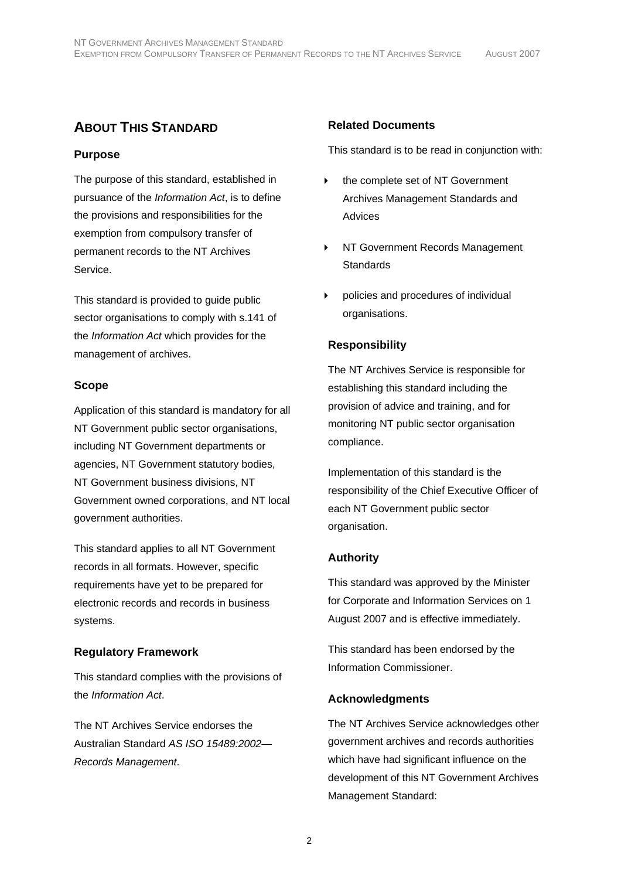## About This Standard

### Purpose

The purpose of this standard, established in pursuance of the *Information Act*, is to define the provisions and responsibilities for the exemption from compulsory transfer of permanent records to the NT Archives Service.

This standard is provided to guide public sector organisations to comply with s.141 of the *Information Act* which provides for the management of archives.

### Scope

Application of this standard is mandatory for all NT Government public sector organisations, including NT Government departments or agencies, NT Government statutory bodies, NT Government business divisions, NT Government owned corporations, and NT local government authorities.

This standard applies to all NT Government records in all formats. However, specific requirements have yet to be prepared for electronic records and records in business systems.

### Regulatory Framework

This standard complies with the provisions of the *Information Act*.

The NT Archives Service endorses the Australian Standard *AS ISO 15489:2002—Records Management*.

### Related Documents

This standard is to be read in conjunction with:

- the complete set of NT Government Archives Management Standards and Advices
- NT Government Records Management Standards
- policies and procedures of individual organisations.

### Responsibility

The NT Archives Service is responsible for establishing this standard including the provision of advice and training, and for monitoring NT public sector organisation compliance.

Implementation of this standard is the responsibility of the Chief Executive Officer of each NT Government public sector organisation.

### Authority

This standard was approved by the Minister for Corporate and Information Services on 1 August 2007 and is effective immediately.

This standard has been endorsed by the Information Commissioner.

### Acknowledgments

The NT Archives Service acknowledges other government archives and records authorities which have had significant influence on the development of this NT Government Archives Management Standard: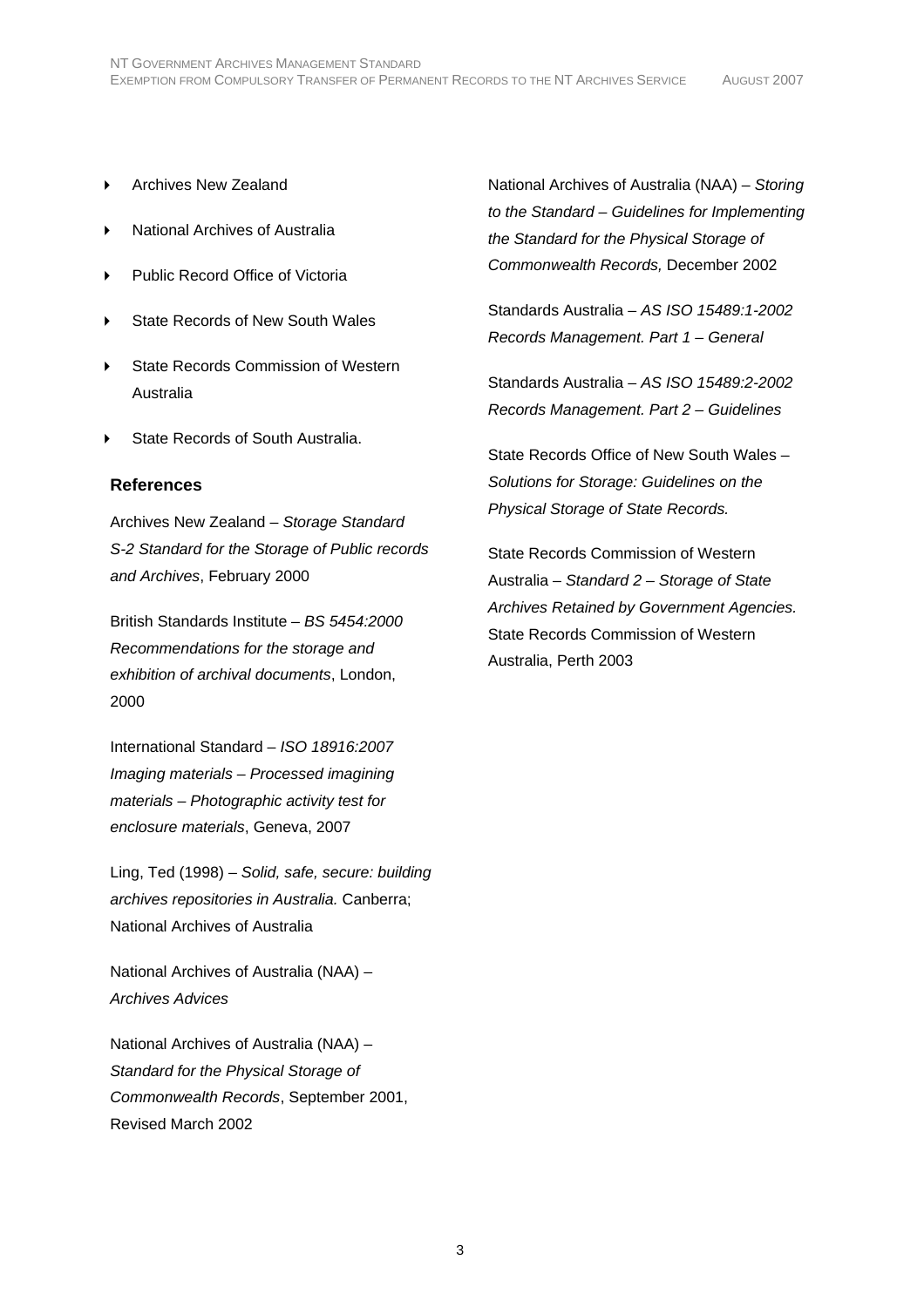- Archives New Zealand
- National Archives of Australia
- Public Record Office of Victoria
- State Records of New South Wales
- State Records Commission of Western Australia
- State Records of South Australia.

### References

Archives New Zealand – *Storage Standard S-2 Standard for the Storage of Public records and Archives*, February 2000

British Standards Institute – *BS 5454:2000 Recommendations for the storage and exhibition of archival documents*, London, 2000

International Standard – *ISO 18916:2007 Imaging materials – Processed imagining materials – Photographic activity test for enclosure materials*, Geneva, 2007

Ling, Ted (1998) – *Solid, safe, secure: building archives repositories in Australia.* Canberra; National Archives of Australia

National Archives of Australia (NAA) – *Archives Advices*

National Archives of Australia (NAA) – *Standard for the Physical Storage of Commonwealth Records*, September 2001, Revised March 2002

National Archives of Australia (NAA) – *Storing to the Standard – Guidelines for Implementing the Standard for the Physical Storage of Commonwealth Records,* December 2002

Standards Australia – *AS ISO 15489:1-2002 Records Management. Part 1 – General*

Standards Australia – *AS ISO 15489:2-2002 Records Management. Part 2 – Guidelines*

State Records Office of New South Wales – *Solutions for Storage: Guidelines on the Physical Storage of State Records.*

State Records Commission of Western Australia – *Standard 2 – Storage of State Archives Retained by Government Agencies.* State Records Commission of Western Australia, Perth 2003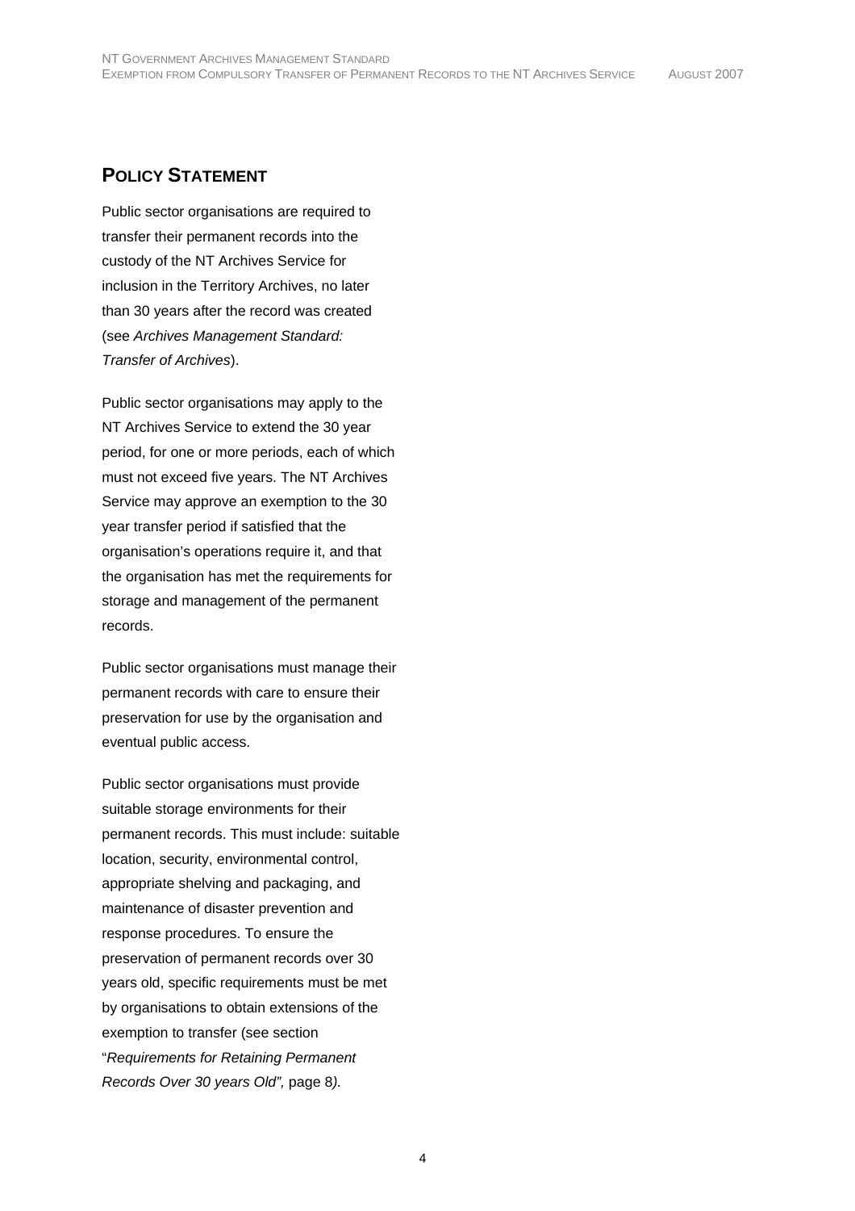## POLICY STATEMENT

Public sector organisations are required to transfer their permanent records into the custody of the NT Archives Service for inclusion in the Territory Archives, no later than 30 years after the record was created (see *Archives Management Standard: Transfer of Archives*).

Public sector organisations may apply to the NT Archives Service to extend the 30 year period, for one or more periods, each of which must not exceed five years. The NT Archives Service may approve an exemption to the 30 year transfer period if satisfied that the organisation's operations require it, and that the organisation has met the requirements for storage and management of the permanent records.

Public sector organisations must manage their permanent records with care to ensure their preservation for use by the organisation and eventual public access.

Public sector organisations must provide suitable storage environments for their permanent records. This must include: suitable location, security, environmental control, appropriate shelving and packaging, and maintenance of disaster prevention and response procedures. To ensure the preservation of permanent records over 30 years old, specific requirements must be met by organisations to obtain extensions of the exemption to transfer (see section "*Requirements for Retaining Permanent Records Over 30 years Old",* page 8*).*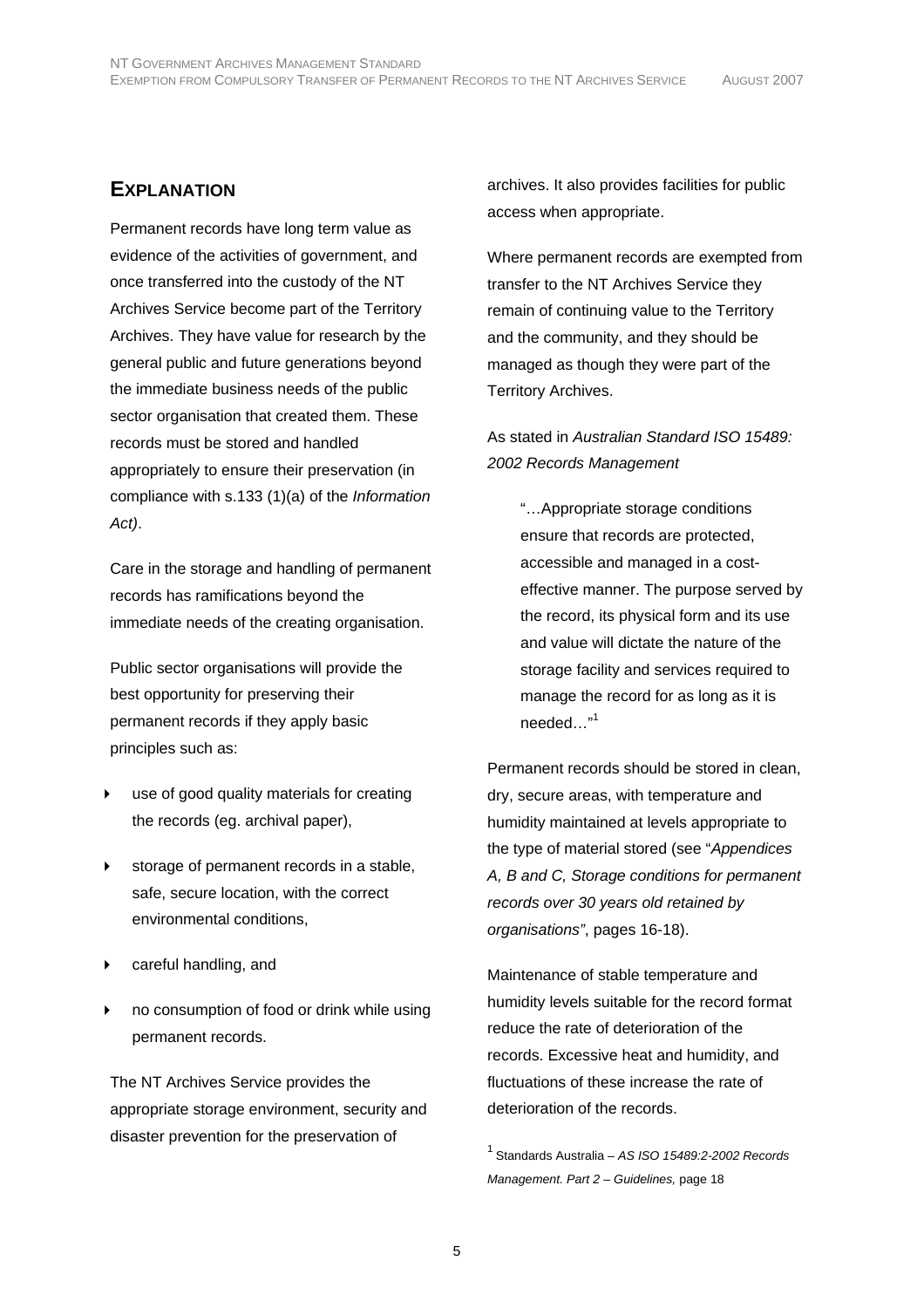## EXPLANATION

Permanent records have long term value as evidence of the activities of government, and once transferred into the custody of the NT Archives Service become part of the Territory Archives. They have value for research by the general public and future generations beyond the immediate business needs of the public sector organisation that created them. These records must be stored and handled appropriately to ensure their preservation (in compliance with s.133 (1)(a) of the *Information Act)*.

Care in the storage and handling of permanent records has ramifications beyond the immediate needs of the creating organisation.

Public sector organisations will provide the best opportunity for preserving their permanent records if they apply basic principles such as:

- use of good quality materials for creating the records (eg. archival paper),
- storage of permanent records in a stable, safe, secure location, with the correct environmental conditions,
- careful handling, and
- no consumption of food or drink while using permanent records.

The NT Archives Service provides the appropriate storage environment, security and disaster prevention for the preservation of archives. It also provides facilities for public access when appropriate.

Where permanent records are exempted from transfer to the NT Archives Service they remain of continuing value to the Territory and the community, and they should be managed as though they were part of the Territory Archives.

As stated in *Australian Standard ISO 15489: 2002 Records Management*

> "…Appropriate storage conditions ensure that records are protected, accessible and managed in a cost-effective manner. The purpose served by the record, its physical form and its use and value will dictate the nature of the storage facility and services required to manage the record for as long as it is needed…"[1]

Permanent records should be stored in clean, dry, secure areas, with temperature and humidity maintained at levels appropriate to the type of material stored (see "*Appendices A, B and C, Storage conditions for permanent records over 30 years old retained by organisations"*, pages 16-18).

Maintenance of stable temperature and humidity levels suitable for the record format reduce the rate of deterioration of the records. Excessive heat and humidity, and fluctuations of these increase the rate of deterioration of the records.

[1] Standards Australia – *AS ISO 15489:2-2002 Records Management. Part 2 – Guidelines,* page 18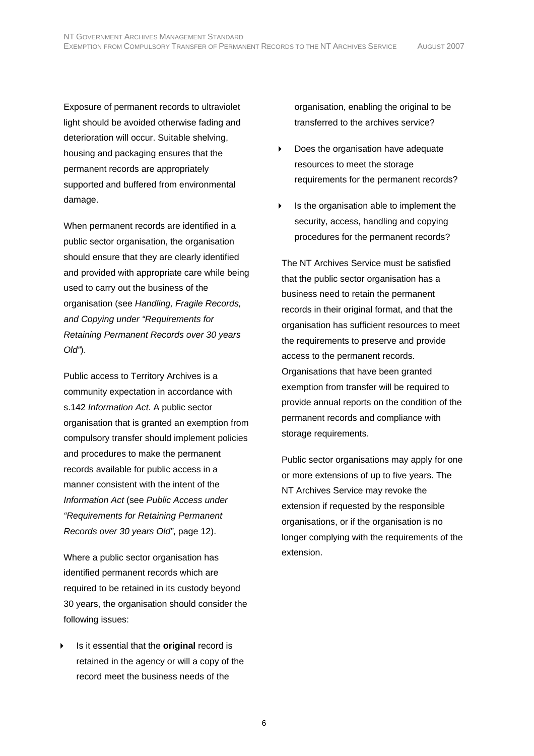Exposure of permanent records to ultraviolet light should be avoided otherwise fading and deterioration will occur. Suitable shelving, housing and packaging ensures that the permanent records are appropriately supported and buffered from environmental damage.

When permanent records are identified in a public sector organisation, the organisation should ensure that they are clearly identified and provided with appropriate care while being used to carry out the business of the organisation (see *Handling, Fragile Records, and Copying under "Requirements for Retaining Permanent Records over 30 years Old"*).

Public access to Territory Archives is a community expectation in accordance with s.142 *Information Act*. A public sector organisation that is granted an exemption from compulsory transfer should implement policies and procedures to make the permanent records available for public access in a manner consistent with the intent of the *Information Act* (see *Public Access under "Requirements for Retaining Permanent Records over 30 years Old"*, page 12).

Where a public sector organisation has identified permanent records which are required to be retained in its custody beyond 30 years, the organisation should consider the following issues:

- Is it essential that the **original** record is retained in the agency or will a copy of the record meet the business needs of the organisation, enabling the original to be transferred to the archives service?
- Does the organisation have adequate resources to meet the storage requirements for the permanent records?
- Is the organisation able to implement the security, access, handling and copying procedures for the permanent records?

The NT Archives Service must be satisfied that the public sector organisation has a business need to retain the permanent records in their original format, and that the organisation has sufficient resources to meet the requirements to preserve and provide access to the permanent records. Organisations that have been granted exemption from transfer will be required to provide annual reports on the condition of the permanent records and compliance with storage requirements.

Public sector organisations may apply for one or more extensions of up to five years. The NT Archives Service may revoke the extension if requested by the responsible organisations, or if the organisation is no longer complying with the requirements of the extension.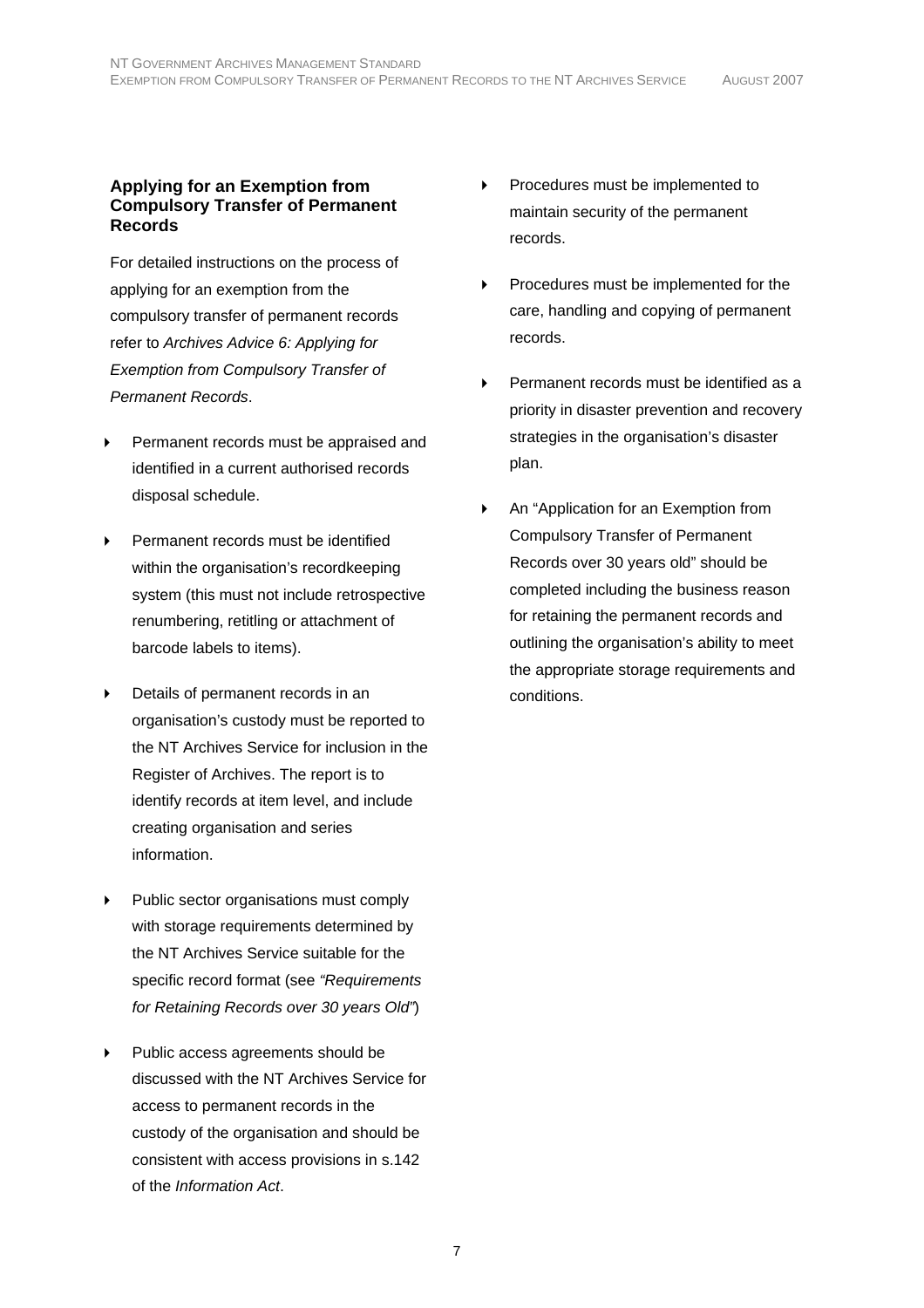### Applying for an Exemption from Compulsory Transfer of Permanent Records

For detailed instructions on the process of applying for an exemption from the compulsory transfer of permanent records refer to *Archives Advice 6: Applying for Exemption from Compulsory Transfer of Permanent Records*.

- Permanent records must be appraised and identified in a current authorised records disposal schedule.
- Permanent records must be identified within the organisation's recordkeeping system (this must not include retrospective renumbering, retitling or attachment of barcode labels to items).
- Details of permanent records in an organisation's custody must be reported to the NT Archives Service for inclusion in the Register of Archives. The report is to identify records at item level, and include creating organisation and series information.
- Public sector organisations must comply with storage requirements determined by the NT Archives Service suitable for the specific record format (see *"Requirements for Retaining Records over 30 years Old"*)
- Public access agreements should be discussed with the NT Archives Service for access to permanent records in the custody of the organisation and should be consistent with access provisions in s.142 of the *Information Act*.
- Procedures must be implemented to maintain security of the permanent records.
- Procedures must be implemented for the care, handling and copying of permanent records.
- Permanent records must be identified as a priority in disaster prevention and recovery strategies in the organisation's disaster plan.
- An "Application for an Exemption from Compulsory Transfer of Permanent Records over 30 years old" should be completed including the business reason for retaining the permanent records and outlining the organisation's ability to meet the appropriate storage requirements and conditions.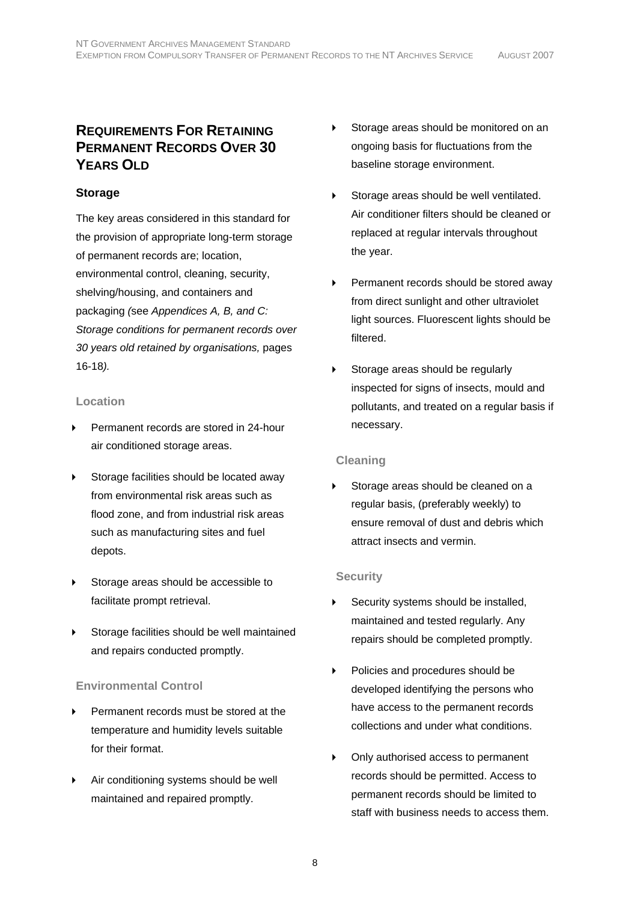## REQUIREMENTS FOR RETAINING PERMANENT RECORDS OVER 30 YEARS OLD

### Storage

The key areas considered in this standard for the provision of appropriate long-term storage of permanent records are; location, environmental control, cleaning, security, shelving/housing, and containers and packaging *(*see *Appendices A, B, and C: Storage conditions for permanent records over 30 years old retained by organisations,* pages 16-18*).*

#### Location

- Permanent records are stored in 24-hour air conditioned storage areas.
- Storage facilities should be located away from environmental risk areas such as flood zone, and from industrial risk areas such as manufacturing sites and fuel depots.
- Storage areas should be accessible to facilitate prompt retrieval.
- Storage facilities should be well maintained and repairs conducted promptly.

#### Environmental Control

- Permanent records must be stored at the temperature and humidity levels suitable for their format.
- Air conditioning systems should be well maintained and repaired promptly.
- Storage areas should be monitored on an ongoing basis for fluctuations from the baseline storage environment.
- Storage areas should be well ventilated. Air conditioner filters should be cleaned or replaced at regular intervals throughout the year.
- Permanent records should be stored away from direct sunlight and other ultraviolet light sources. Fluorescent lights should be filtered.
- Storage areas should be regularly inspected for signs of insects, mould and pollutants, and treated on a regular basis if necessary.

#### Cleaning

- Storage areas should be cleaned on a regular basis, (preferably weekly) to ensure removal of dust and debris which attract insects and vermin.

#### Security

- Security systems should be installed, maintained and tested regularly. Any repairs should be completed promptly.
- Policies and procedures should be developed identifying the persons who have access to the permanent records collections and under what conditions.
- Only authorised access to permanent records should be permitted. Access to permanent records should be limited to staff with business needs to access them.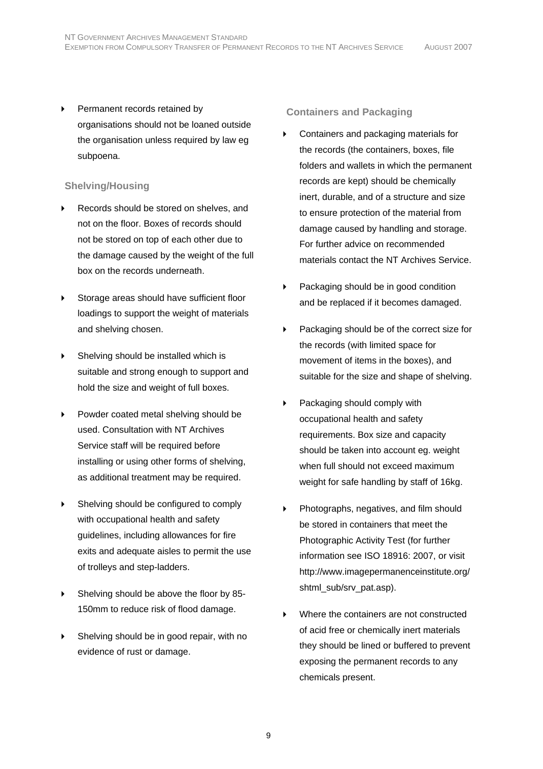- Permanent records retained by organisations should not be loaned outside the organisation unless required by law eg subpoena.

### Shelving/Housing

- Records should be stored on shelves, and not on the floor. Boxes of records should not be stored on top of each other due to the damage caused by the weight of the full box on the records underneath.
- Storage areas should have sufficient floor loadings to support the weight of materials and shelving chosen.
- Shelving should be installed which is suitable and strong enough to support and hold the size and weight of full boxes.
- Powder coated metal shelving should be used. Consultation with NT Archives Service staff will be required before installing or using other forms of shelving, as additional treatment may be required.
- Shelving should be configured to comply with occupational health and safety guidelines, including allowances for fire exits and adequate aisles to permit the use of trolleys and step-ladders.
- Shelving should be above the floor by 85-150mm to reduce risk of flood damage.
- Shelving should be in good repair, with no evidence of rust or damage.

### Containers and Packaging

- Containers and packaging materials for the records (the containers, boxes, file folders and wallets in which the permanent records are kept) should be chemically inert, durable, and of a structure and size to ensure protection of the material from damage caused by handling and storage. For further advice on recommended materials contact the NT Archives Service.
- Packaging should be in good condition and be replaced if it becomes damaged.
- Packaging should be of the correct size for the records (with limited space for movement of items in the boxes), and suitable for the size and shape of shelving.
- Packaging should comply with occupational health and safety requirements. Box size and capacity should be taken into account eg. weight when full should not exceed maximum weight for safe handling by staff of 16kg.
- Photographs, negatives, and film should be stored in containers that meet the Photographic Activity Test (for further information see ISO 18916: 2007, or visit http://www.imagepermanenceinstitute.org/shtml_sub/srv_pat.asp).
- Where the containers are not constructed of acid free or chemically inert materials they should be lined or buffered to prevent exposing the permanent records to any chemicals present.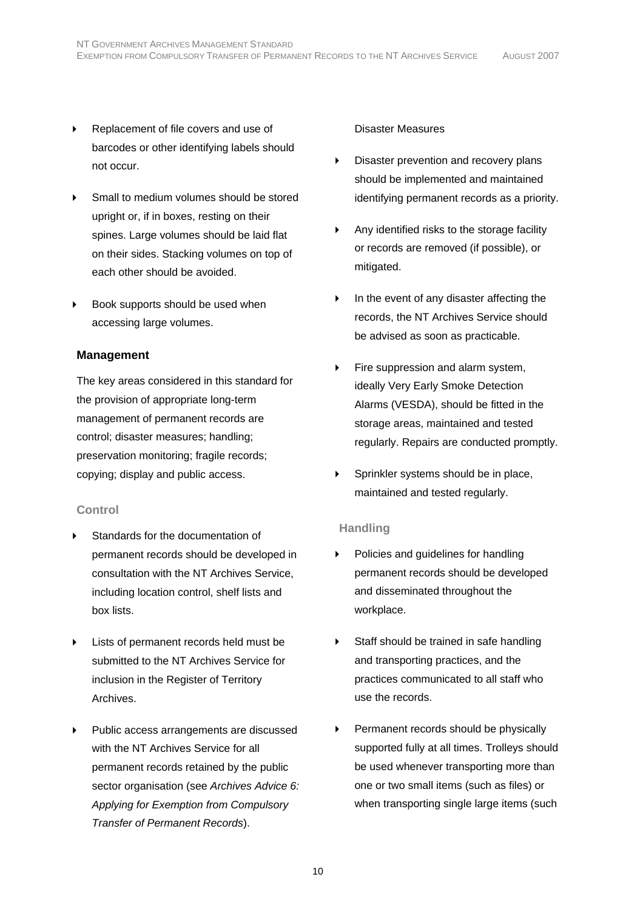- Replacement of file covers and use of barcodes or other identifying labels should not occur.
- Small to medium volumes should be stored upright or, if in boxes, resting on their spines. Large volumes should be laid flat on their sides. Stacking volumes on top of each other should be avoided.
- Book supports should be used when accessing large volumes.

### Management

The key areas considered in this standard for the provision of appropriate long-term management of permanent records are control; disaster measures; handling; preservation monitoring; fragile records; copying; display and public access.

#### Control

- Standards for the documentation of permanent records should be developed in consultation with the NT Archives Service, including location control, shelf lists and box lists.
- Lists of permanent records held must be submitted to the NT Archives Service for inclusion in the Register of Territory Archives.
- Public access arrangements are discussed with the NT Archives Service for all permanent records retained by the public sector organisation (see *Archives Advice 6: Applying for Exemption from Compulsory Transfer of Permanent Records*).

#### Disaster Measures

- Disaster prevention and recovery plans should be implemented and maintained identifying permanent records as a priority.
- Any identified risks to the storage facility or records are removed (if possible), or mitigated.
- In the event of any disaster affecting the records, the NT Archives Service should be advised as soon as practicable.
- Fire suppression and alarm system, ideally Very Early Smoke Detection Alarms (VESDA), should be fitted in the storage areas, maintained and tested regularly. Repairs are conducted promptly.
- Sprinkler systems should be in place, maintained and tested regularly.

#### Handling

- Policies and guidelines for handling permanent records should be developed and disseminated throughout the workplace.
- Staff should be trained in safe handling and transporting practices, and the practices communicated to all staff who use the records.
- Permanent records should be physically supported fully at all times. Trolleys should be used whenever transporting more than one or two small items (such as files) or when transporting single large items (such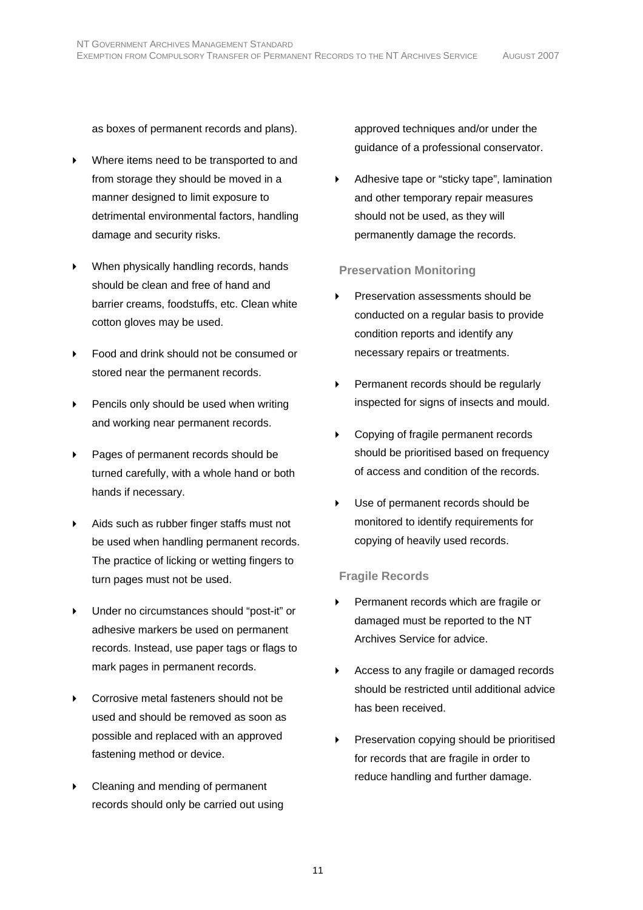as boxes of permanent records and plans).

- Where items need to be transported to and from storage they should be moved in a manner designed to limit exposure to detrimental environmental factors, handling damage and security risks.
- When physically handling records, hands should be clean and free of hand and barrier creams, foodstuffs, etc. Clean white cotton gloves may be used.
- Food and drink should not be consumed or stored near the permanent records.
- Pencils only should be used when writing and working near permanent records.
- Pages of permanent records should be turned carefully, with a whole hand or both hands if necessary.
- Aids such as rubber finger staffs must not be used when handling permanent records. The practice of licking or wetting fingers to turn pages must not be used.
- Under no circumstances should "post-it" or adhesive markers be used on permanent records. Instead, use paper tags or flags to mark pages in permanent records.
- Corrosive metal fasteners should not be used and should be removed as soon as possible and replaced with an approved fastening method or device.
- Cleaning and mending of permanent records should only be carried out using approved techniques and/or under the guidance of a professional conservator.
- Adhesive tape or "sticky tape", lamination and other temporary repair measures should not be used, as they will permanently damage the records.

### Preservation Monitoring

- Preservation assessments should be conducted on a regular basis to provide condition reports and identify any necessary repairs or treatments.
- Permanent records should be regularly inspected for signs of insects and mould.
- Copying of fragile permanent records should be prioritised based on frequency of access and condition of the records.
- Use of permanent records should be monitored to identify requirements for copying of heavily used records.

### Fragile Records

- Permanent records which are fragile or damaged must be reported to the NT Archives Service for advice.
- Access to any fragile or damaged records should be restricted until additional advice has been received.
- Preservation copying should be prioritised for records that are fragile in order to reduce handling and further damage.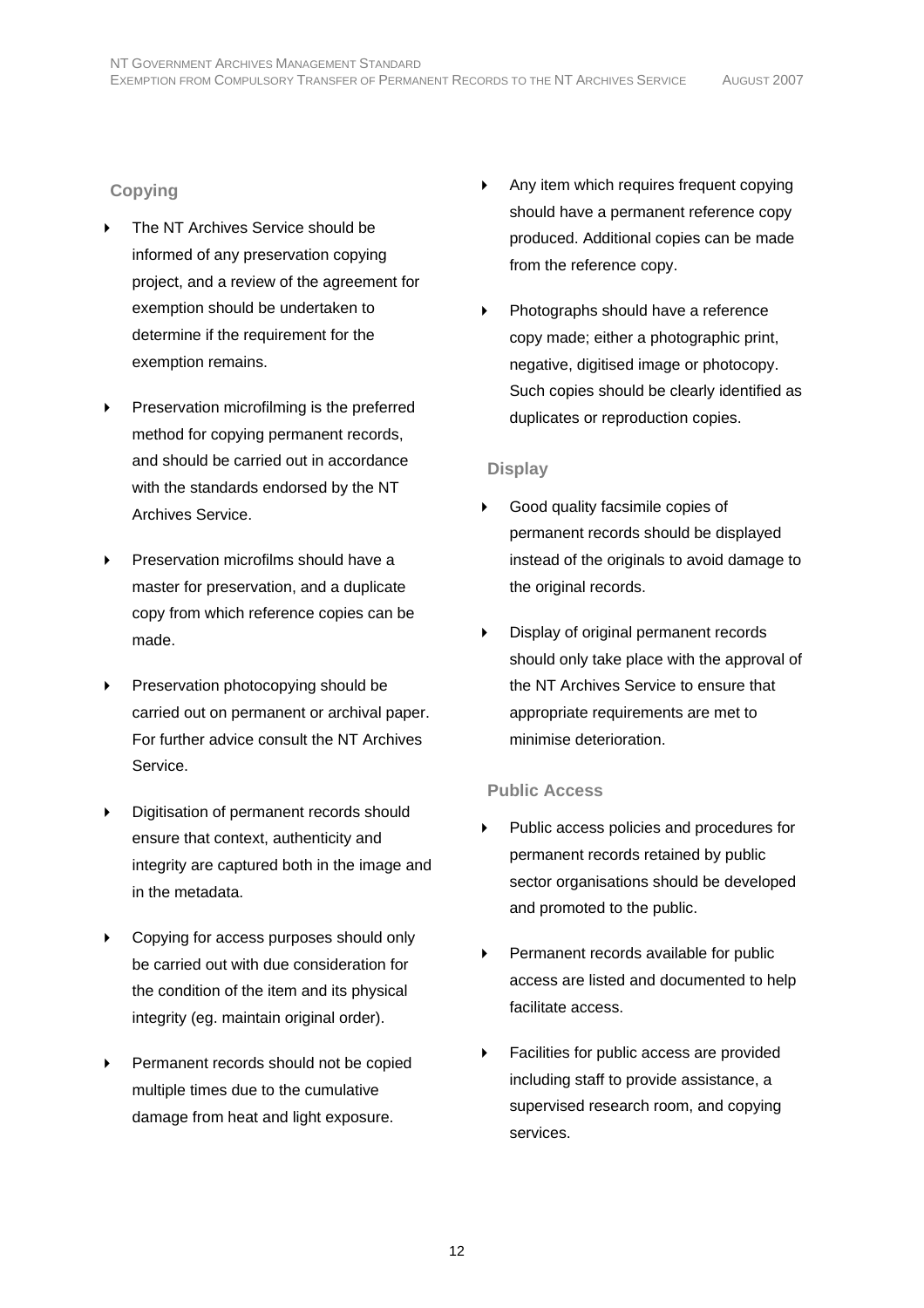### Copying

- The NT Archives Service should be informed of any preservation copying project, and a review of the agreement for exemption should be undertaken to determine if the requirement for the exemption remains.
- Preservation microfilming is the preferred method for copying permanent records, and should be carried out in accordance with the standards endorsed by the NT Archives Service.
- Preservation microfilms should have a master for preservation, and a duplicate copy from which reference copies can be made.
- Preservation photocopying should be carried out on permanent or archival paper. For further advice consult the NT Archives Service.
- Digitisation of permanent records should ensure that context, authenticity and integrity are captured both in the image and in the metadata.
- Copying for access purposes should only be carried out with due consideration for the condition of the item and its physical integrity (eg. maintain original order).
- Permanent records should not be copied multiple times due to the cumulative damage from heat and light exposure.
- Any item which requires frequent copying should have a permanent reference copy produced. Additional copies can be made from the reference copy.
- Photographs should have a reference copy made; either a photographic print, negative, digitised image or photocopy. Such copies should be clearly identified as duplicates or reproduction copies.

### Display

- Good quality facsimile copies of permanent records should be displayed instead of the originals to avoid damage to the original records.
- Display of original permanent records should only take place with the approval of the NT Archives Service to ensure that appropriate requirements are met to minimise deterioration.

### Public Access

- Public access policies and procedures for permanent records retained by public sector organisations should be developed and promoted to the public.
- Permanent records available for public access are listed and documented to help facilitate access.
- Facilities for public access are provided including staff to provide assistance, a supervised research room, and copying services.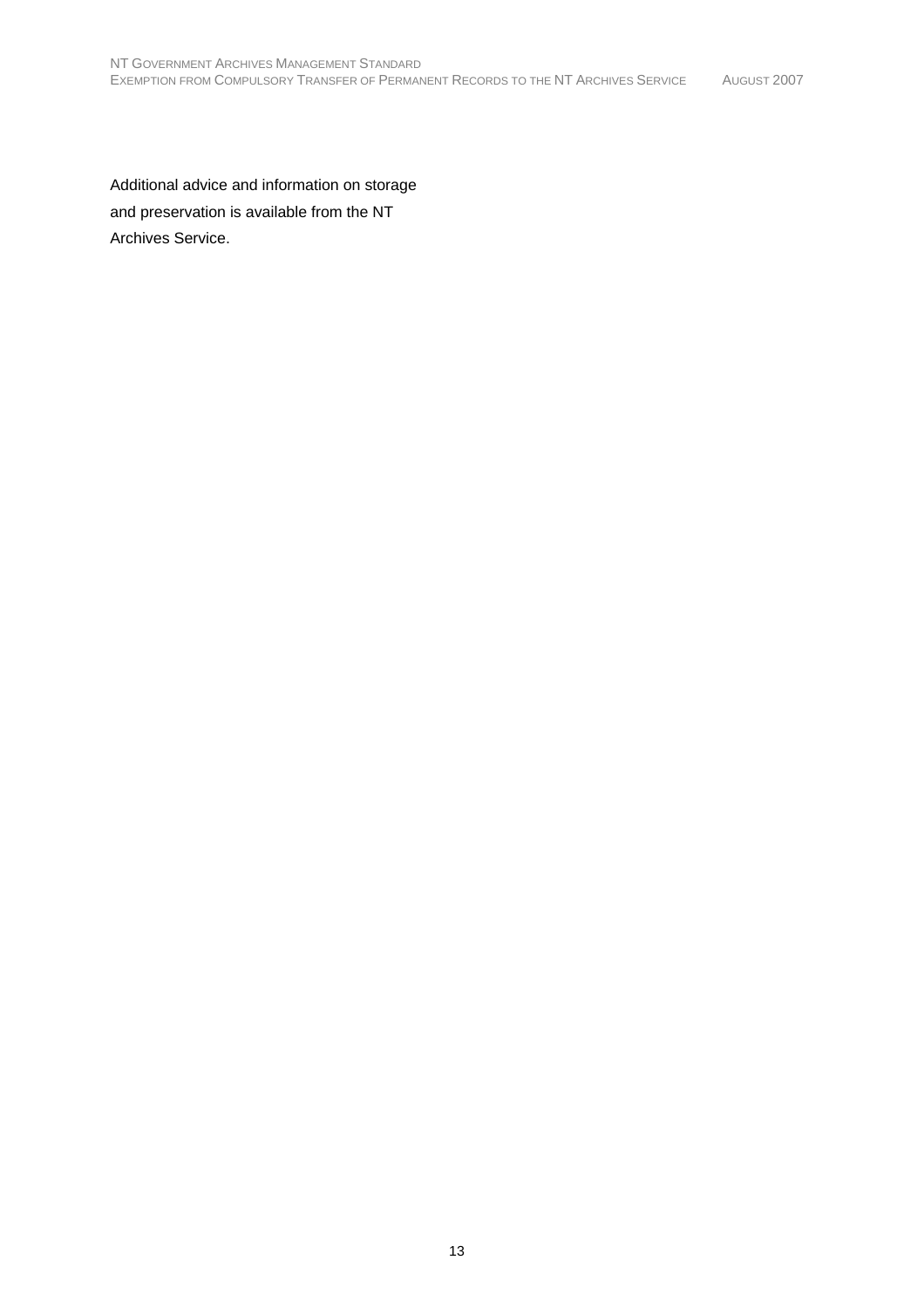Additional advice and information on storage and preservation is available from the NT Archives Service.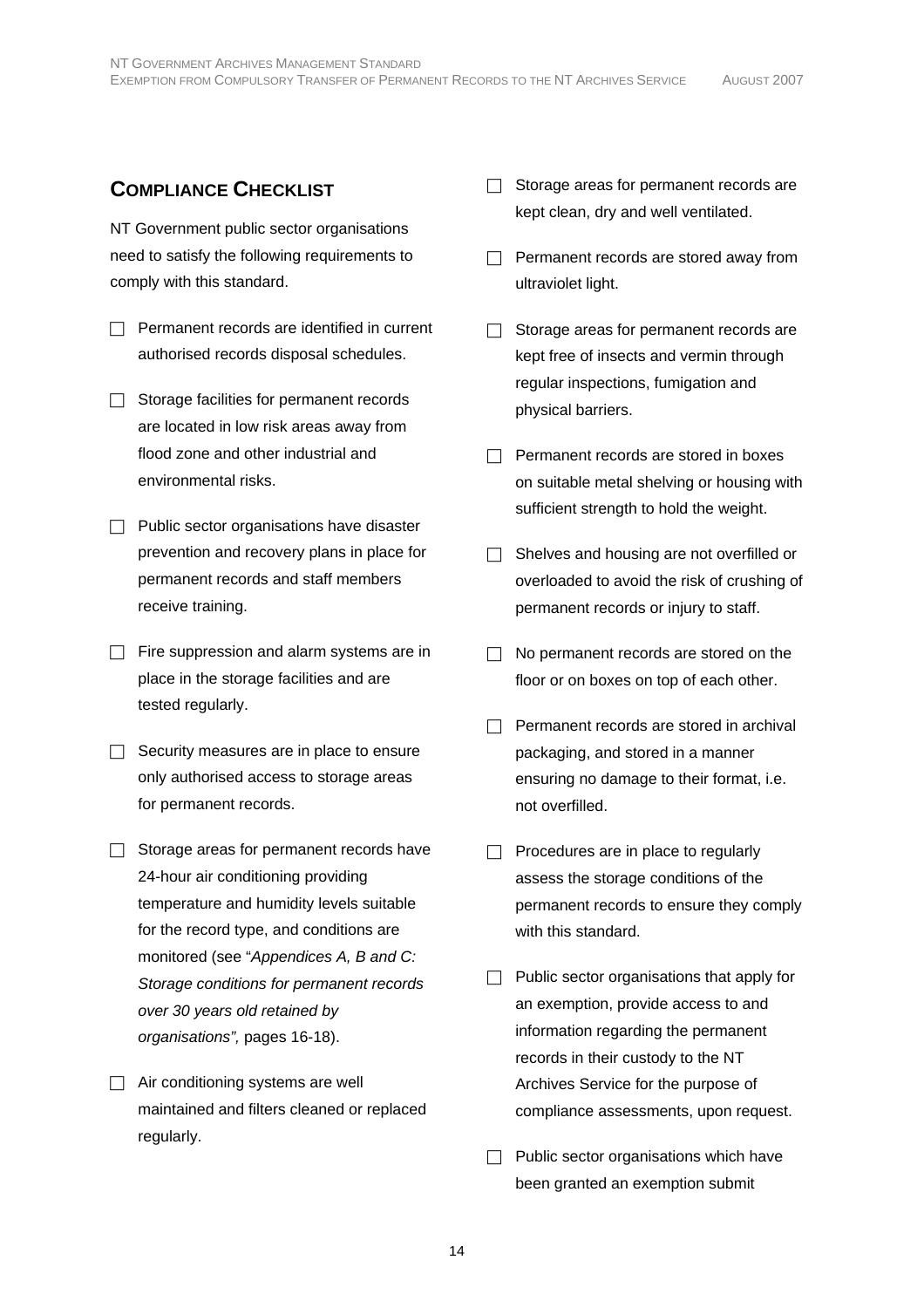## Compliance Checklist

NT Government public sector organisations need to satisfy the following requirements to comply with this standard.

- ☐ Permanent records are identified in current authorised records disposal schedules.
- ☐ Storage facilities for permanent records are located in low risk areas away from flood zone and other industrial and environmental risks.
- ☐ Public sector organisations have disaster prevention and recovery plans in place for permanent records and staff members receive training.
- ☐ Fire suppression and alarm systems are in place in the storage facilities and are tested regularly.
- ☐ Security measures are in place to ensure only authorised access to storage areas for permanent records.
- ☐ Storage areas for permanent records have 24-hour air conditioning providing temperature and humidity levels suitable for the record type, and conditions are monitored (see "*Appendices A, B and C: Storage conditions for permanent records over 30 years old retained by organisations",* pages 16-18).
- ☐ Air conditioning systems are well maintained and filters cleaned or replaced regularly.
- ☐ Storage areas for permanent records are kept clean, dry and well ventilated.
- ☐ Permanent records are stored away from ultraviolet light.
- ☐ Storage areas for permanent records are kept free of insects and vermin through regular inspections, fumigation and physical barriers.
- ☐ Permanent records are stored in boxes on suitable metal shelving or housing with sufficient strength to hold the weight.
- ☐ Shelves and housing are not overfilled or overloaded to avoid the risk of crushing of permanent records or injury to staff.
- ☐ No permanent records are stored on the floor or on boxes on top of each other.
- ☐ Permanent records are stored in archival packaging, and stored in a manner ensuring no damage to their format, i.e. not overfilled.
- ☐ Procedures are in place to regularly assess the storage conditions of the permanent records to ensure they comply with this standard.
- ☐ Public sector organisations that apply for an exemption, provide access to and information regarding the permanent records in their custody to the NT Archives Service for the purpose of compliance assessments, upon request.
- ☐ Public sector organisations which have been granted an exemption submit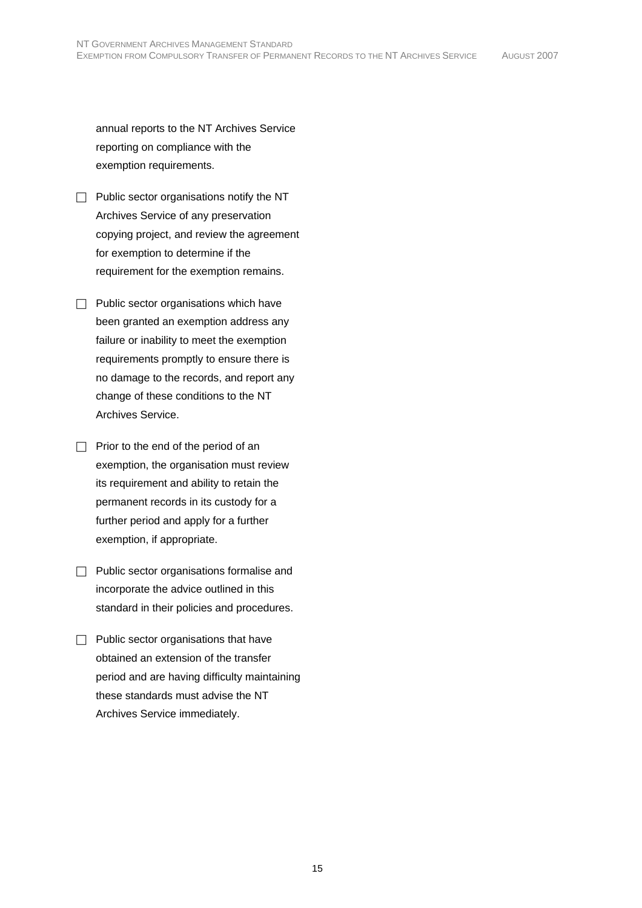annual reports to the NT Archives Service reporting on compliance with the exemption requirements.

- ☐ Public sector organisations notify the NT Archives Service of any preservation copying project, and review the agreement for exemption to determine if the requirement for the exemption remains.
- ☐ Public sector organisations which have been granted an exemption address any failure or inability to meet the exemption requirements promptly to ensure there is no damage to the records, and report any change of these conditions to the NT Archives Service.
- ☐ Prior to the end of the period of an exemption, the organisation must review its requirement and ability to retain the permanent records in its custody for a further period and apply for a further exemption, if appropriate.
- ☐ Public sector organisations formalise and incorporate the advice outlined in this standard in their policies and procedures.
- ☐ Public sector organisations that have obtained an extension of the transfer period and are having difficulty maintaining these standards must advise the NT Archives Service immediately.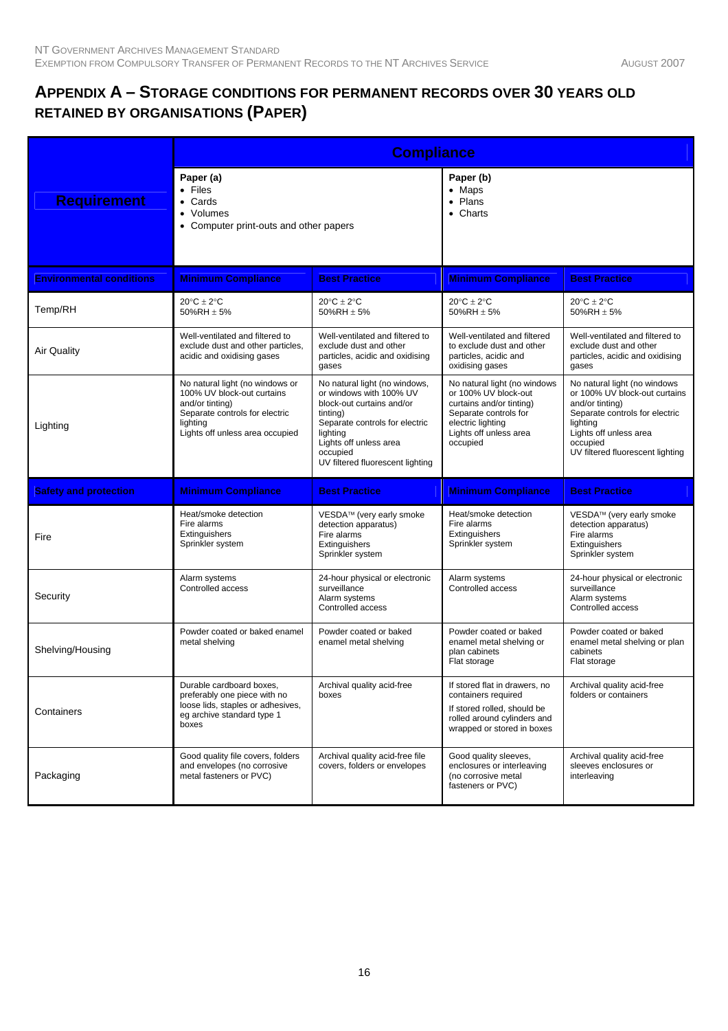## APPENDIX A – STORAGE CONDITIONS FOR PERMANENT RECORDS OVER 30 YEARS OLD RETAINED BY ORGANISATIONS (PAPER)

| Requirement | Compliance | | | |
|---|---|---|---|---|
| | Paper (a)<br>• Files<br>• Cards<br>• Volumes<br>• Computer print-outs and other papers | | Paper (b)<br>• Maps<br>• Plans<br>• Charts | |
| **Environmental conditions** | **Minimum Compliance** | **Best Practice** | **Minimum Compliance** | **Best Practice** |
| Temp/RH | 20°C ± 2°C<br>50%RH ± 5% | 20°C ± 2°C<br>50%RH ± 5% | 20°C ± 2°C<br>50%RH ± 5% | 20°C ± 2°C<br>50%RH ± 5% |
| Air Quality | Well-ventilated and filtered to exclude dust and other particles, acidic and oxidising gases | Well-ventilated and filtered to exclude dust and other particles, acidic and oxidising gases | Well-ventilated and filtered to exclude dust and other particles, acidic and oxidising gases | Well-ventilated and filtered to exclude dust and other particles, acidic and oxidising gases |
| Lighting | No natural light (no windows or 100% UV block-out curtains and/or tinting)<br>Separate controls for electric lighting<br>Lights off unless area occupied | No natural light (no windows, or windows with 100% UV block-out curtains and/or tinting)<br>Separate controls for electric lighting<br>Lights off unless area occupied<br>UV filtered fluorescent lighting | No natural light (no windows or 100% UV block-out curtains and/or tinting)<br>Separate controls for electric lighting<br>Lights off unless area occupied | No natural light (no windows or 100% UV block-out curtains and/or tinting)<br>Separate controls for electric lighting<br>Lights off unless area occupied<br>UV filtered fluorescent lighting |
| **Safety and protection** | **Minimum Compliance** | **Best Practice** | **Minimum Compliance** | **Best Practice** |
| Fire | Heat/smoke detection<br>Fire alarms<br>Extinguishers<br>Sprinkler system | VESDA™ (very early smoke detection apparatus)<br>Fire alarms<br>Extinguishers<br>Sprinkler system | Heat/smoke detection<br>Fire alarms<br>Extinguishers<br>Sprinkler system | VESDA™ (very early smoke detection apparatus)<br>Fire alarms<br>Extinguishers<br>Sprinkler system |
| Security | Alarm systems<br>Controlled access | 24-hour physical or electronic surveillance<br>Alarm systems<br>Controlled access | Alarm systems<br>Controlled access | 24-hour physical or electronic surveillance<br>Alarm systems<br>Controlled access |
| Shelving/Housing | Powder coated or baked enamel metal shelving | Powder coated or baked enamel metal shelving | Powder coated or baked enamel metal shelving or plan cabinets<br>Flat storage | Powder coated or baked enamel metal shelving or plan cabinets<br>Flat storage |
| Containers | Durable cardboard boxes, preferably one piece with no loose lids, staples or adhesives, eg archive standard type 1 boxes | Archival quality acid-free boxes | If stored flat in drawers, no containers required<br>If stored rolled, should be rolled around cylinders and wrapped or stored in boxes | Archival quality acid-free folders or containers |
| Packaging | Good quality file covers, folders and envelopes (no corrosive metal fasteners or PVC) | Archival quality acid-free file covers, folders or envelopes | Good quality sleeves, enclosures or interleaving (no corrosive metal fasteners or PVC) | Archival quality acid-free sleeves enclosures or interleaving |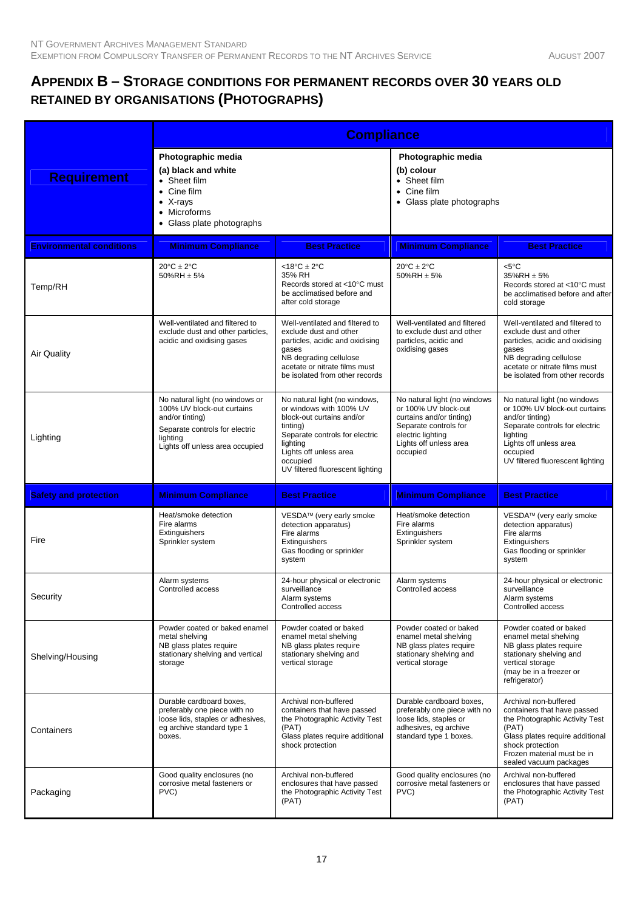## APPENDIX B – STORAGE CONDITIONS FOR PERMANENT RECORDS OVER 30 YEARS OLD RETAINED BY ORGANISATIONS (PHOTOGRAPHS)

| Requirement | Compliance | | | |
|---|---|---|---|---|
| | **Photographic media**<br>**(a) black and white**<br>• Sheet film<br>• Cine film<br>• X-rays<br>• Microforms<br>• Glass plate photographs | | **Photographic media**<br>**(b) colour**<br>• Sheet film<br>• Cine film<br>• Glass plate photographs | |
| **Environmental conditions** | **Minimum Compliance** | **Best Practice** | **Minimum Compliance** | **Best Practice** |
| Temp/RH | 20°C ± 2°C<br>50%RH ± 5% | <18°C ± 2°C<br>35% RH<br>Records stored at <10°C must be acclimatised before and after cold storage | 20°C ± 2°C<br>50%RH ± 5% | <5°C<br>35%RH ± 5%<br>Records stored at <10°C must be acclimatised before and after cold storage |
| Air Quality | Well-ventilated and filtered to exclude dust and other particles, acidic and oxidising gases | Well-ventilated and filtered to exclude dust and other particles, acidic and oxidising gases<br>NB degrading cellulose acetate or nitrate films must be isolated from other records | Well-ventilated and filtered to exclude dust and other particles, acidic and oxidising gases | Well-ventilated and filtered to exclude dust and other particles, acidic and oxidising gases<br>NB degrading cellulose acetate or nitrate films must be isolated from other records |
| Lighting | No natural light (no windows or 100% UV block-out curtains and/or tinting)<br>Separate controls for electric lighting<br>Lights off unless area occupied | No natural light (no windows, or windows with 100% UV block-out curtains and/or tinting)<br>Separate controls for electric lighting<br>Lights off unless area occupied<br>UV filtered fluorescent lighting | No natural light (no windows or 100% UV block-out curtains and/or tinting)<br>Separate controls for electric lighting<br>Lights off unless area occupied | No natural light (no windows or 100% UV block-out curtains and/or tinting)<br>Separate controls for electric lighting<br>Lights off unless area occupied<br>UV filtered fluorescent lighting |
| **Safety and protection** | **Minimum Compliance** | **Best Practice** | **Minimum Compliance** | **Best Practice** |
| Fire | Heat/smoke detection<br>Fire alarms<br>Extinguishers<br>Sprinkler system | VESDA™ (very early smoke detection apparatus)<br>Fire alarms<br>Extinguishers<br>Gas flooding or sprinkler system | Heat/smoke detection<br>Fire alarms<br>Extinguishers<br>Sprinkler system | VESDA™ (very early smoke detection apparatus)<br>Fire alarms<br>Extinguishers<br>Gas flooding or sprinkler system |
| Security | Alarm systems<br>Controlled access | 24-hour physical or electronic surveillance<br>Alarm systems<br>Controlled access | Alarm systems<br>Controlled access | 24-hour physical or electronic surveillance<br>Alarm systems<br>Controlled access |
| Shelving/Housing | Powder coated or baked enamel metal shelving<br>NB glass plates require stationary shelving and vertical storage | Powder coated or baked enamel metal shelving<br>NB glass plates require stationary shelving and vertical storage | Powder coated or baked enamel metal shelving<br>NB glass plates require stationary shelving and vertical storage | Powder coated or baked enamel metal shelving<br>NB glass plates require stationary shelving and vertical storage<br>(may be in a freezer or refrigerator) |
| Containers | Durable cardboard boxes, preferably one piece with no loose lids, staples or adhesives, eg archive standard type 1 boxes. | Archival non-buffered containers that have passed the Photographic Activity Test (PAT)<br>Glass plates require additional shock protection | Durable cardboard boxes, preferably one piece with no loose lids, staples or adhesives, eg archive standard type 1 boxes. | Archival non-buffered containers that have passed the Photographic Activity Test (PAT)<br>Glass plates require additional shock protection<br>Frozen material must be in sealed vacuum packages |
| Packaging | Good quality enclosures (no corrosive metal fasteners or PVC) | Archival non-buffered enclosures that have passed the Photographic Activity Test (PAT) | Good quality enclosures (no corrosive metal fasteners or PVC) | Archival non-buffered enclosures that have passed the Photographic Activity Test (PAT) |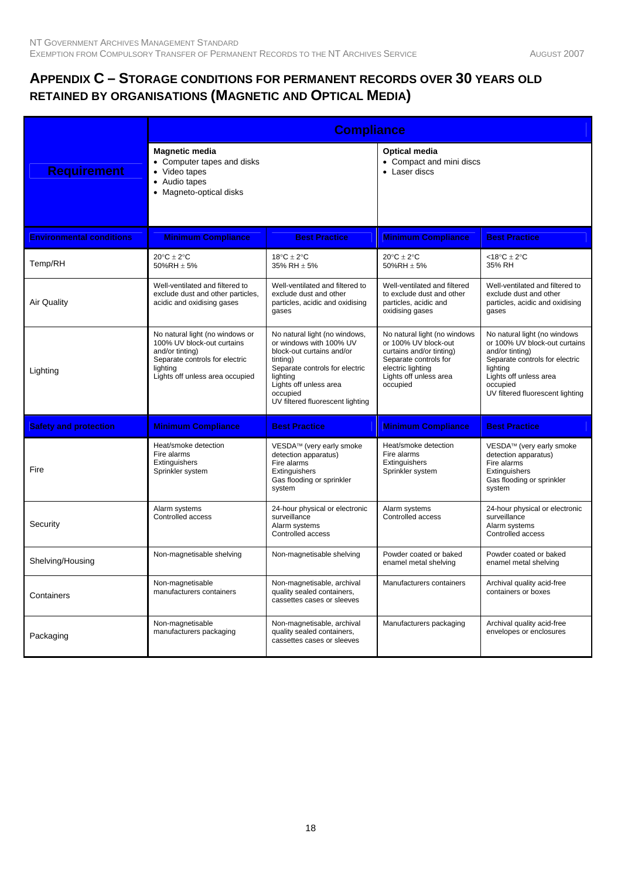## APPENDIX C – STORAGE CONDITIONS FOR PERMANENT RECORDS OVER 30 YEARS OLD RETAINED BY ORGANISATIONS (MAGNETIC AND OPTICAL MEDIA)

| Requirement | Compliance | | | |
|---|---|---|---|---|
| | **Magnetic media**<br>• Computer tapes and disks<br>• Video tapes<br>• Audio tapes<br>• Magneto-optical disks | | **Optical media**<br>• Compact and mini discs<br>• Laser discs | |
| **Environmental conditions** | **Minimum Compliance** | **Best Practice** | **Minimum Compliance** | **Best Practice** |
| Temp/RH | 20°C ± 2°C<br>50%RH ± 5% | 18°C ± 2°C<br>35% RH ± 5% | 20°C ± 2°C<br>50%RH ± 5% | <18°C ± 2°C<br>35% RH |
| Air Quality | Well-ventilated and filtered to exclude dust and other particles, acidic and oxidising gases | Well-ventilated and filtered to exclude dust and other particles, acidic and oxidising gases | Well-ventilated and filtered to exclude dust and other particles, acidic and oxidising gases | Well-ventilated and filtered to exclude dust and other particles, acidic and oxidising gases |
| Lighting | No natural light (no windows or 100% UV block-out curtains and/or tinting)<br>Separate controls for electric lighting<br>Lights off unless area occupied | No natural light (no windows, or windows with 100% UV block-out curtains and/or tinting)<br>Separate controls for electric lighting<br>Lights off unless area occupied<br>UV filtered fluorescent lighting | No natural light (no windows or 100% UV block-out curtains and/or tinting)<br>Separate controls for electric lighting<br>Lights off unless area occupied | No natural light (no windows or 100% UV block-out curtains and/or tinting)<br>Separate controls for electric lighting<br>Lights off unless area occupied<br>UV filtered fluorescent lighting |
| **Safety and protection** | **Minimum Compliance** | **Best Practice** | **Minimum Compliance** | **Best Practice** |
| Fire | Heat/smoke detection<br>Fire alarms<br>Extinguishers<br>Sprinkler system | VESDA™ (very early smoke detection apparatus)<br>Fire alarms<br>Extinguishers<br>Gas flooding or sprinkler system | Heat/smoke detection<br>Fire alarms<br>Extinguishers<br>Sprinkler system | VESDA™ (very early smoke detection apparatus)<br>Fire alarms<br>Extinguishers<br>Gas flooding or sprinkler system |
| Security | Alarm systems<br>Controlled access | 24-hour physical or electronic surveillance<br>Alarm systems<br>Controlled access | Alarm systems<br>Controlled access | 24-hour physical or electronic surveillance<br>Alarm systems<br>Controlled access |
| Shelving/Housing | Non-magnetisable shelving | Non-magnetisable shelving | Powder coated or baked enamel metal shelving | Powder coated or baked enamel metal shelving |
| Containers | Non-magnetisable manufacturers containers | Non-magnetisable, archival quality sealed containers, cassettes cases or sleeves | Manufacturers containers | Archival quality acid-free containers or boxes |
| Packaging | Non-magnetisable manufacturers packaging | Non-magnetisable, archival quality sealed containers, cassettes cases or sleeves | Manufacturers packaging | Archival quality acid-free envelopes or enclosures |